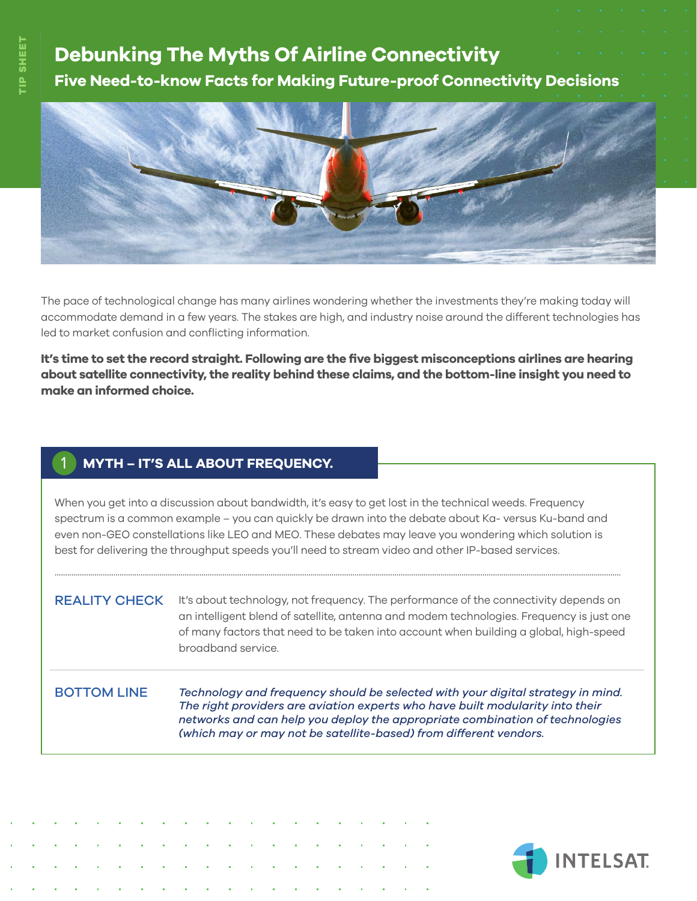TIP SHEET

# Debunking The Myths Of Airline Connectivity

## Five Need-to-know Facts for Making Future-proof Connectivity Decisions

The pace of technological change has many airlines wondering whether the investments they're making today will accommodate demand in a few years. The stakes are high, and industry noise around the different technologies has led to market confusion and conflicting information.

**It's time to set the record straight. Following are the five biggest misconceptions airlines are hearing about satellite connectivity, the reality behind these claims, and the bottom-line insight you need to make an informed choice.**

### 1 MYTH – IT'S ALL ABOUT FREQUENCY.

When you get into a discussion about bandwidth, it's easy to get lost in the technical weeds. Frequency spectrum is a common example – you can quickly be drawn into the debate about Ka- versus Ku-band and even non-GEO constellations like LEO and MEO. These debates may leave you wondering which solution is best for delivering the throughput speeds you'll need to stream video and other IP-based services.

**REALITY CHECK** It's about technology, not frequency. The performance of the connectivity depends on an intelligent blend of satellite, antenna and modem technologies. Frequency is just one of many factors that need to be taken into account when building a global, high-speed broadband service.

**BOTTOM LINE** *Technology and frequency should be selected with your digital strategy in mind. The right providers are aviation experts who have built modularity into their networks and can help you deploy the appropriate combination of technologies (which may or may not be satellite-based) from different vendors.*

INTELSAT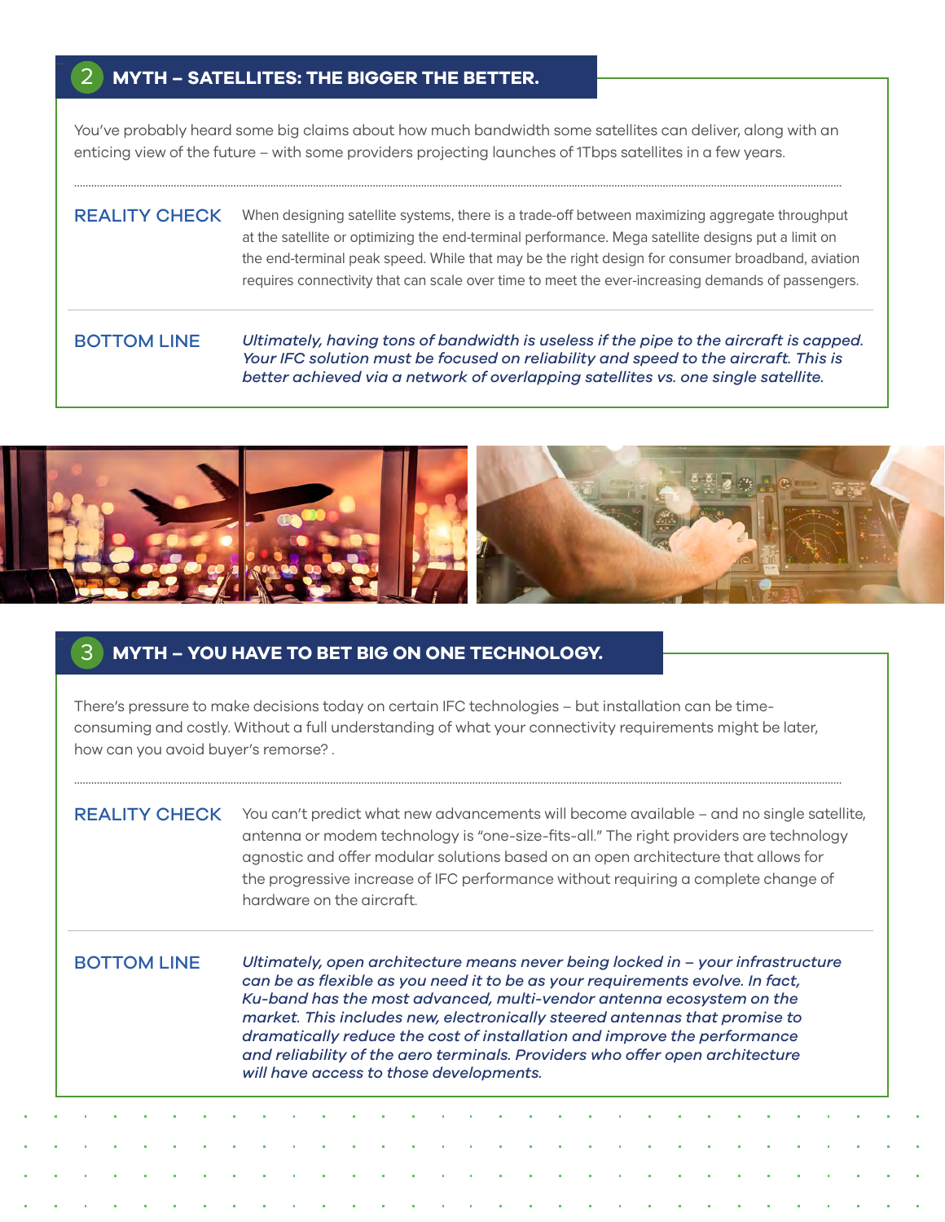## 2 MYTH – SATELLITES: THE BIGGER THE BETTER.

You've probably heard some big claims about how much bandwidth some satellites can deliver, along with an enticing view of the future – with some providers projecting launches of 1Tbps satellites in a few years.

**REALITY CHECK**

When designing satellite systems, there is a trade-off between maximizing aggregate throughput at the satellite or optimizing the end-terminal performance. Mega satellite designs put a limit on the end-terminal peak speed. While that may be the right design for consumer broadband, aviation requires connectivity that can scale over time to meet the ever-increasing demands of passengers.

**BOTTOM LINE**

*Ultimately, having tons of bandwidth is useless if the pipe to the aircraft is capped. Your IFC solution must be focused on reliability and speed to the aircraft. This is better achieved via a network of overlapping satellites vs. one single satellite.*

## 3 MYTH – YOU HAVE TO BET BIG ON ONE TECHNOLOGY.

There's pressure to make decisions today on certain IFC technologies – but installation can be time-consuming and costly. Without a full understanding of what your connectivity requirements might be later, how can you avoid buyer's remorse? .

**REALITY CHECK**

You can't predict what new advancements will become available – and no single satellite, antenna or modem technology is "one-size-fits-all." The right providers are technology agnostic and offer modular solutions based on an open architecture that allows for the progressive increase of IFC performance without requiring a complete change of hardware on the aircraft.

**BOTTOM LINE**

*Ultimately, open architecture means never being locked in – your infrastructure can be as flexible as you need it to be as your requirements evolve. In fact, Ku-band has the most advanced, multi-vendor antenna ecosystem on the market. This includes new, electronically steered antennas that promise to dramatically reduce the cost of installation and improve the performance and reliability of the aero terminals. Providers who offer open architecture will have access to those developments.*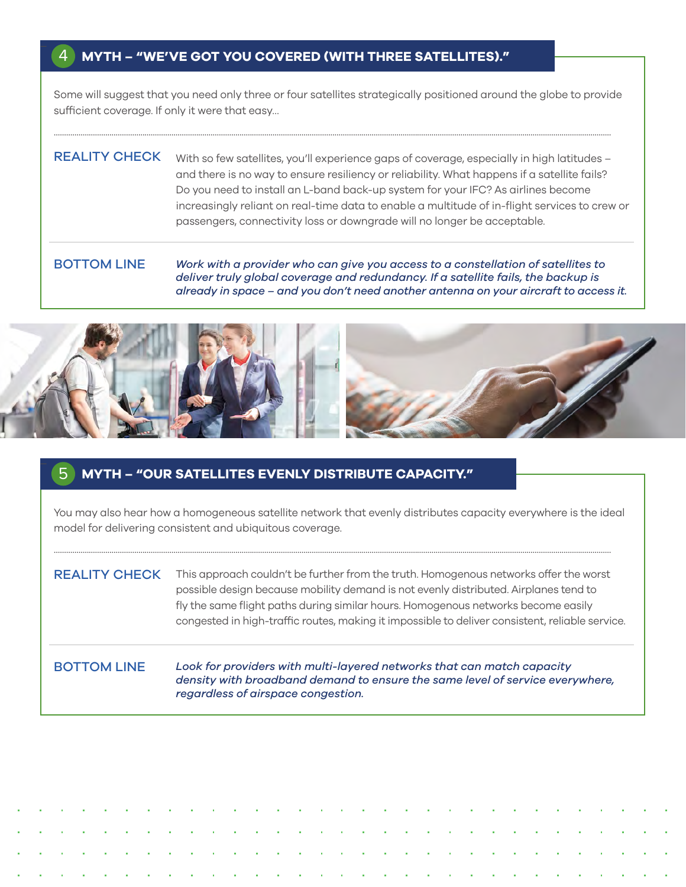## 4 MYTH – "WE'VE GOT YOU COVERED (WITH THREE SATELLITES)."

Some will suggest that you need only three or four satellites strategically positioned around the globe to provide sufficient coverage. If only it were that easy...

**REALITY CHECK**

With so few satellites, you'll experience gaps of coverage, especially in high latitudes – and there is no way to ensure resiliency or reliability. What happens if a satellite fails? Do you need to install an L-band back-up system for your IFC? As airlines become increasingly reliant on real-time data to enable a multitude of in-flight services to crew or passengers, connectivity loss or downgrade will no longer be acceptable.

**BOTTOM LINE**

*Work with a provider who can give you access to a constellation of satellites to deliver truly global coverage and redundancy. If a satellite fails, the backup is already in space – and you don't need another antenna on your aircraft to access it.*

## 5 MYTH – "OUR SATELLITES EVENLY DISTRIBUTE CAPACITY."

You may also hear how a homogeneous satellite network that evenly distributes capacity everywhere is the ideal model for delivering consistent and ubiquitous coverage.

**REALITY CHECK**

This approach couldn't be further from the truth. Homogenous networks offer the worst possible design because mobility demand is not evenly distributed. Airplanes tend to fly the same flight paths during similar hours. Homogenous networks become easily congested in high-traffic routes, making it impossible to deliver consistent, reliable service.

**BOTTOM LINE**

*Look for providers with multi-layered networks that can match capacity density with broadband demand to ensure the same level of service everywhere, regardless of airspace congestion.*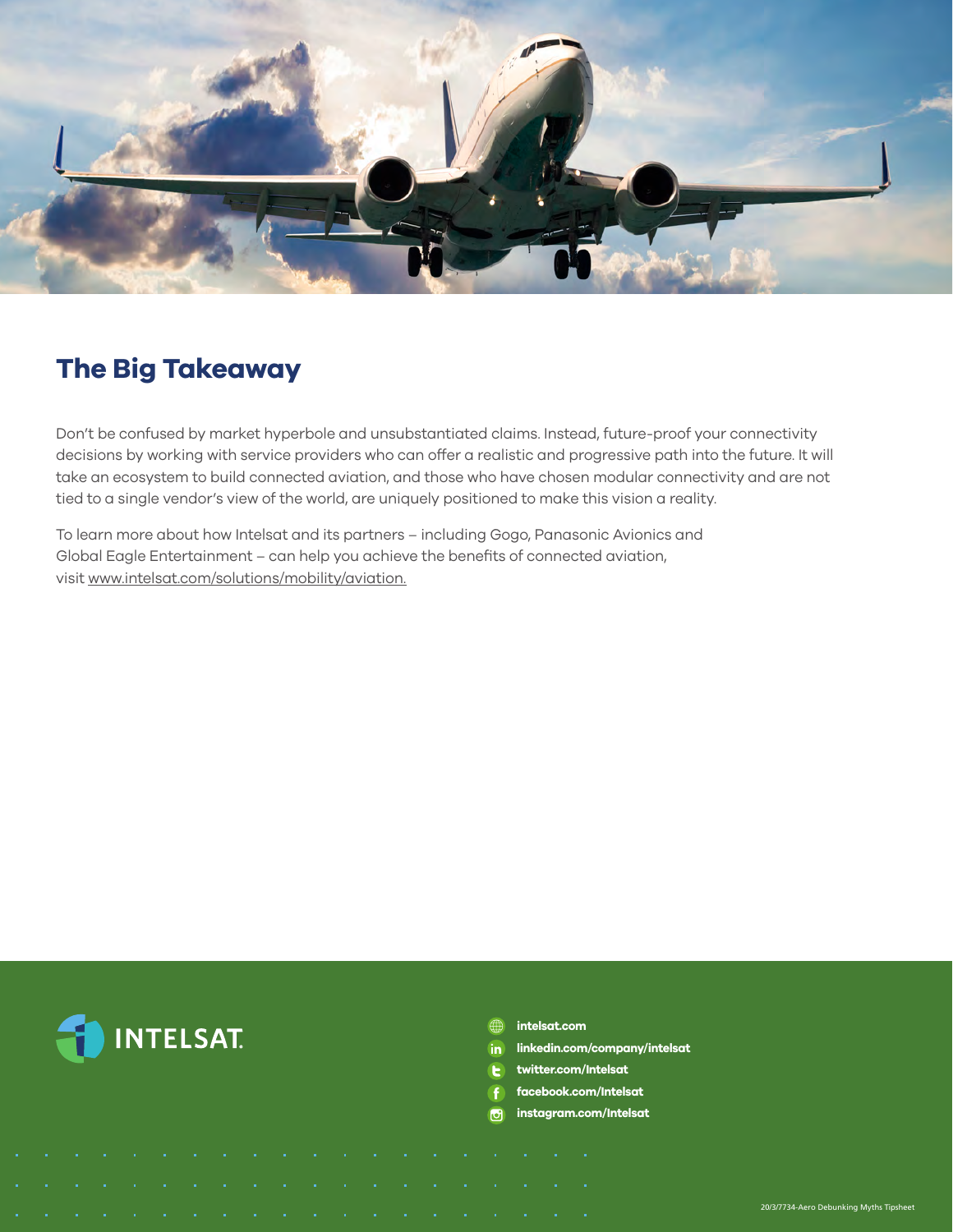## The Big Takeaway

Don't be confused by market hyperbole and unsubstantiated claims. Instead, future-proof your connectivity decisions by working with service providers who can offer a realistic and progressive path into the future. It will take an ecosystem to build connected aviation, and those who have chosen modular connectivity and are not tied to a single vendor's view of the world, are uniquely positioned to make this vision a reality.

To learn more about how Intelsat and its partners – including Gogo, Panasonic Avionics and Global Eagle Entertainment – can help you achieve the benefits of connected aviation, visit www.intelsat.com/solutions/mobility/aviation.

INTELSAT.

**intelsat.com**
**linkedin.com/company/intelsat**
**twitter.com/Intelsat**
**facebook.com/Intelsat**
**instagram.com/Intelsat**

20/3/7734-Aero Debunking Myths Tipsheet